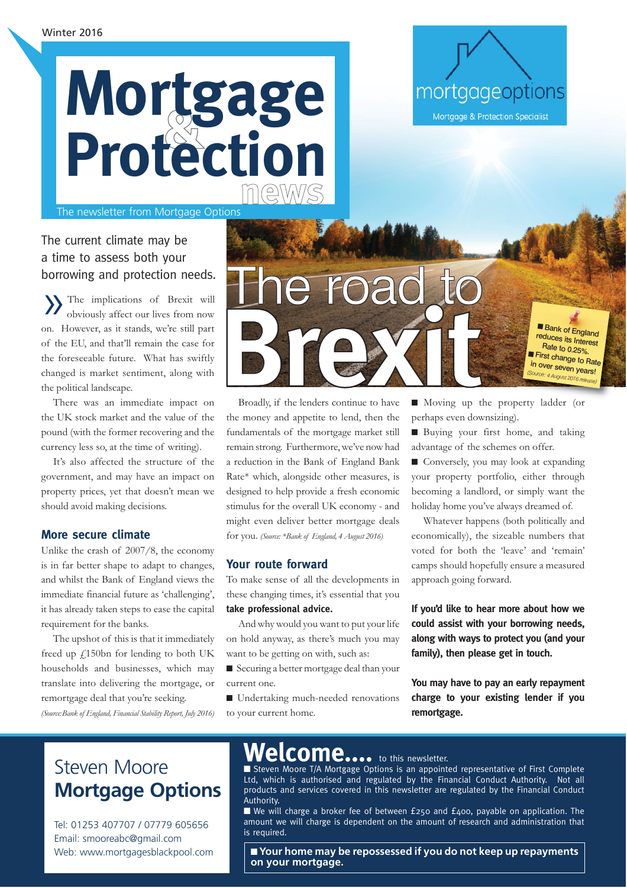Winter 2016

# Mortgage & Protection news

The newsletter from Mortgage Options

mortgageoptions
Mortgage & Protection Specialist

The current climate may be a time to assess both your borrowing and protection needs.

# The road to Brexit

- Bank of England reduces its Interest Rate to 0.25%.
- First change to Rate in over seven years!

*(Source: 4 August 2016 release)*

The implications of Brexit will obviously affect our lives from now on. However, as it stands, we're still part of the EU, and that'll remain the case for the foreseeable future. What has swiftly changed is market sentiment, along with the political landscape.

There was an immediate impact on the UK stock market and the value of the pound (with the former recovering and the currency less so, at the time of writing).

It's also affected the structure of the government, and may have an impact on property prices, yet that doesn't mean we should avoid making decisions.

## More secure climate

Unlike the crash of 2007/8, the economy is in far better shape to adapt to changes, and whilst the Bank of England views the immediate financial future as 'challenging', it has already taken steps to ease the capital requirement for the banks.

The upshot of this is that it immediately freed up £150bn for lending to both UK households and businesses, which may translate into delivering the mortgage, or remortgage deal that you're seeking.

*(Source: Bank of England, Financial Stability Report, July 2016)*

Broadly, if the lenders continue to have the money and appetite to lend, then the fundamentals of the mortgage market still remain strong. Furthermore, we've now had a reduction in the Bank of England Bank Rate* which, alongside other measures, is designed to help provide a fresh economic stimulus for the overall UK economy - and might even deliver better mortgage deals for you. *(Source: *Bank of England, 4 August 2016)*

## Your route forward

To make sense of all the developments in these changing times, it's essential that you **take professional advice.**

And why would you want to put your life on hold anyway, as there's much you may want to be getting on with, such as:

- Securing a better mortgage deal than your current one.
- Undertaking much-needed renovations to your current home.
- Moving up the property ladder (or perhaps even downsizing).
- Buying your first home, and taking advantage of the schemes on offer.
- Conversely, you may look at expanding your property portfolio, either through becoming a landlord, or simply want the holiday home you've always dreamed of.

Whatever happens (both politically and economically), the sizeable numbers that voted for both the 'leave' and 'remain' camps should hopefully ensure a measured approach going forward.

**If you'd like to hear more about how we could assist with your borrowing needs, along with ways to protect you (and your family), then please get in touch.**

**You may have to pay an early repayment charge to your existing lender if you remortgage.**

## Steven Moore Mortgage Options

Tel: 01253 407707 / 07779 605656
Email: smooreabc@gmail.com
Web: www.mortgagesblackpool.com

## Welcome.... to this newsletter.

- Steven Moore T/A Mortgage Options is an appointed representative of First Complete Ltd, which is authorised and regulated by the Financial Conduct Authority. Not all products and services covered in this newsletter are regulated by the Financial Conduct Authority.
- We will charge a broker fee of between £250 and £400, payable on application. The amount we will charge is dependent on the amount of research and administration that is required.

**Your home may be repossessed if you do not keep up repayments on your mortgage.**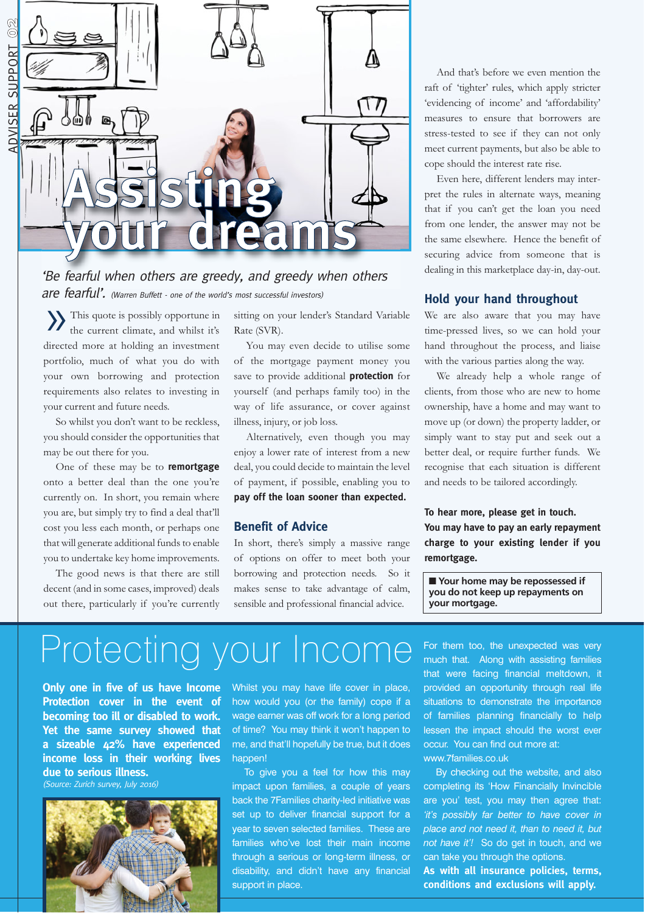# Assisting your dreams

*'Be fearful when others are greedy, and greedy when others are fearful'.* *(Warren Buffett - one of the world's most successful investors)*

This quote is possibly opportune in the current climate, and whilst it's directed more at holding an investment portfolio, much of what you do with your own borrowing and protection requirements also relates to investing in your current and future needs.

So whilst you don't want to be reckless, you should consider the opportunities that may be out there for you.

One of these may be to **remortgage** onto a better deal than the one you're currently on. In short, you remain where you are, but simply try to find a deal that'll cost you less each month, or perhaps one that will generate additional funds to enable you to undertake key home improvements.

The good news is that there are still decent (and in some cases, improved) deals out there, particularly if you're currently sitting on your lender's Standard Variable Rate (SVR).

You may even decide to utilise some of the mortgage payment money you save to provide additional **protection** for yourself (and perhaps family too) in the way of life assurance, or cover against illness, injury, or job loss.

Alternatively, even though you may enjoy a lower rate of interest from a new deal, you could decide to maintain the level of payment, if possible, enabling you to **pay off the loan sooner than expected.**

## Benefit of Advice

In short, there's simply a massive range of options on offer to meet both your borrowing and protection needs. So it makes sense to take advantage of calm, sensible and professional financial advice.

And that's before we even mention the raft of 'tighter' rules, which apply stricter 'evidencing of income' and 'affordability' measures to ensure that borrowers are stress-tested to see if they can not only meet current payments, but also be able to cope should the interest rate rise.

Even here, different lenders may interpret the rules in alternate ways, meaning that if you can't get the loan you need from one lender, the answer may not be the same elsewhere. Hence the benefit of securing advice from someone that is dealing in this marketplace day-in, day-out.

## Hold your hand throughout

We are also aware that you may have time-pressed lives, so we can hold your hand throughout the process, and liaise with the various parties along the way.

We already help a whole range of clients, from those who are new to home ownership, have a home and may want to move up (or down) the property ladder, or simply want to stay put and seek out a better deal, or require further funds. We recognise that each situation is different and needs to be tailored accordingly.

**To hear more, please get in touch.**

**You may have to pay an early repayment charge to your existing lender if you remortgage.**

**■ Your home may be repossessed if you do not keep up repayments on your mortgage.**

# Protecting your Income

**Only one in five of us have Income Protection cover in the event of becoming too ill or disabled to work. Yet the same survey showed that a sizeable 42% have experienced income loss in their working lives due to serious illness.**

*(Source: Zurich survey, July 2016)*

Whilst you may have life cover in place, how would you (or the family) cope if a wage earner was off work for a long period of time? You may think it won't happen to me, and that'll hopefully be true, but it does happen!

To give you a feel for how this may impact upon families, a couple of years back the 7Families charity-led initiative was set up to deliver financial support for a year to seven selected families. These are families who've lost their main income through a serious or long-term illness, or disability, and didn't have any financial support in place.

For them too, the unexpected was very much that. Along with assisting families that were facing financial meltdown, it provided an opportunity through real life situations to demonstrate the importance of families planning financially to help lessen the impact should the worst ever occur. You can find out more at: www.7families.co.uk

By checking out the website, and also completing its 'How Financially Invincible are you' test, you may then agree that: *'it's possibly far better to have cover in place and not need it, than to need it, but not have it'!* So do get in touch, and we can take you through the options.

**As with all insurance policies, terms, conditions and exclusions will apply.**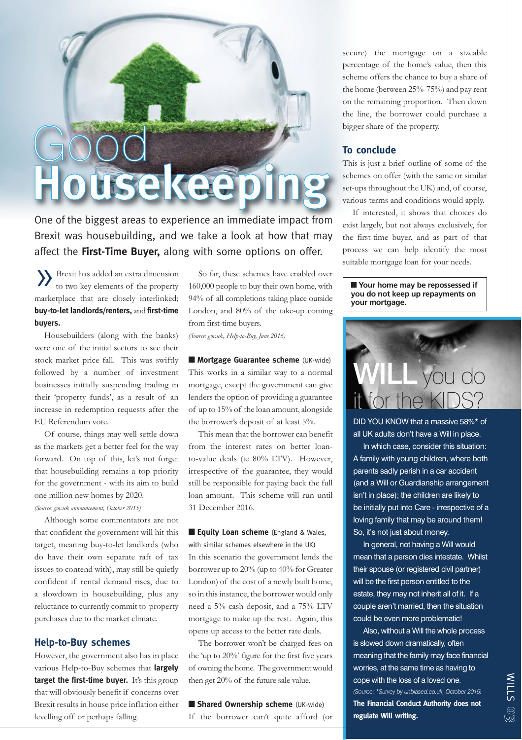# Good Housekeeping

One of the biggest areas to experience an immediate impact from Brexit was housebuilding, and we take a look at how that may affect the **First-Time Buyer,** along with some options on offer.

Brexit has added an extra dimension to two key elements of the property marketplace that are closely interlinked; **buy-to-let landlords/renters,** and **first-time buyers.**

Housebuilders (along with the banks) were one of the initial sectors to see their stock market price fall. This was swiftly followed by a number of investment businesses initially suspending trading in their 'property funds', as a result of an increase in redemption requests after the EU Referendum vote.

Of course, things may well settle down as the markets get a better feel for the way forward. On top of this, let's not forget that housebuilding remains a top priority for the government - with its aim to build one million new homes by 2020.

*(Source: gov.uk announcement, October 2015)*

Although some commentators are not that confident the government will hit this target, meaning buy-to-let landlords (who do have their own separate raft of tax issues to contend with), may still be quietly confident if rental demand rises, due to a slowdown in housebuilding, plus any reluctance to currently commit to property purchases due to the market climate.

## Help-to-Buy schemes

However, the government also has in place various Help-to-Buy schemes that **largely target the first-time buyer.** It's this group that will obviously benefit if concerns over Brexit results in house price inflation either levelling off or perhaps falling.

So far, these schemes have enabled over 160,000 people to buy their own home, with 94% of all completions taking place outside London, and 80% of the take-up coming from first-time buyers.

*(Source: gov.uk, Help-to-Buy, June 2016)*

**■ Mortgage Guarantee scheme** (UK-wide)

This works in a similar way to a normal mortgage, except the government can give lenders the option of providing a guarantee of up to 15% of the loan amount, alongside the borrower's deposit of at least 5%.

This mean that the borrower can benefit from the interest rates on better loan-to-value deals (ie 80% LTV). However, irrespective of the guarantee, they would still be responsible for paying back the full loan amount. This scheme will run until 31 December 2016.

**■ Equity Loan scheme** (England & Wales, with similar schemes elsewhere in the UK)

In this scenario the government lends the borrower up to 20% (up to 40% for Greater London) of the cost of a newly built home, so in this instance, the borrower would only need a 5% cash deposit, and a 75% LTV mortgage to make up the rest. Again, this opens up access to the better rate deals.

The borrower won't be charged fees on the 'up to 20%' figure for the first five years of owning the home. The government would then get 20% of the future sale value.

**■ Shared Ownership scheme** (UK-wide)

If the borrower can't quite afford (or secure) the mortgage on a sizeable percentage of the home's value, then this scheme offers the chance to buy a share of the home (between 25%-75%) and pay rent on the remaining proportion. Then down the line, the borrower could purchase a bigger share of the property.

## To conclude

This is just a brief outline of some of the schemes on offer (with the same or similar set-ups throughout the UK) and, of course, various terms and conditions would apply.

If interested, it shows that choices do exist largely, but not always exclusively, for the first-time buyer, and as part of that process we can help identify the most suitable mortgage loan for your needs.

**■ Your home may be repossessed if you do not keep up repayments on your mortgage.**

# WILL you do it for the KIDS?

DID YOU KNOW that a massive 58%* of all UK adults don't have a Will in place.

In which case, consider this situation: A family with young children, where both parents sadly perish in a car accident (and a Will or Guardianship arrangement isn't in place); the children are likely to be initially put into Care - irrespective of a loving family that may be around them! So, it's not just about money.

In general, not having a Will would mean that a person dies intestate. Whilst their spouse (or registered civil partner) will be the first person entitled to the estate, they may not inherit all of it. If a couple aren't married, then the situation could be even more problematic!

Also, without a Will the whole process is slowed down dramatically, often meaning that the family may face financial worries, at the same time as having to cope with the loss of a loved one.

*(Source: *Survey by unbiased.co.uk, October 2015)*

**The Financial Conduct Authority does not regulate Will writing.**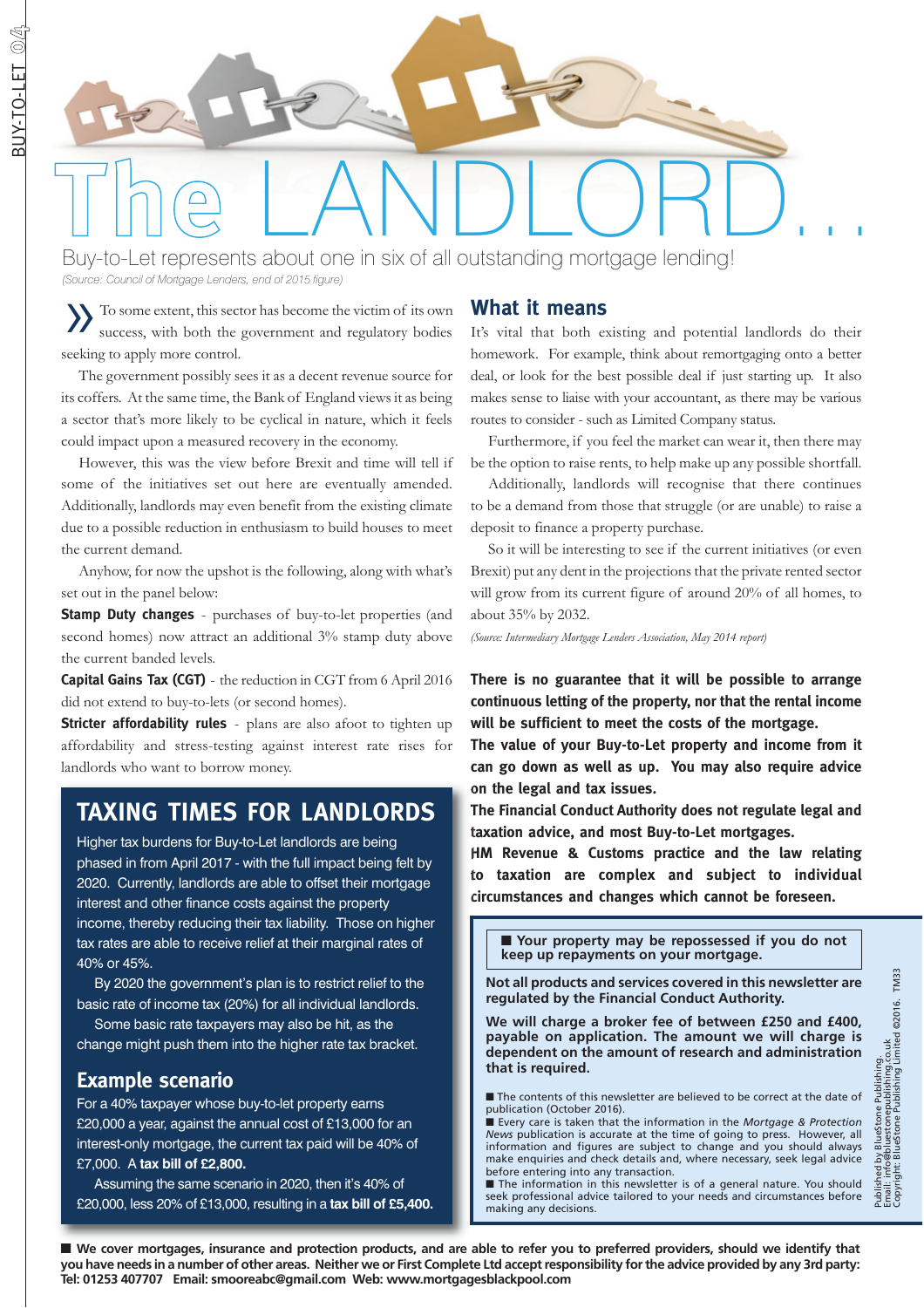# The LANDLORD...

Buy-to-Let represents about one in six of all outstanding mortgage lending!

*(Source: Council of Mortgage Lenders, end of 2015 figure)*

To some extent, this sector has become the victim of its own success, with both the government and regulatory bodies seeking to apply more control.

The government possibly sees it as a decent revenue source for its coffers. At the same time, the Bank of England views it as being a sector that's more likely to be cyclical in nature, which it feels could impact upon a measured recovery in the economy.

However, this was the view before Brexit and time will tell if some of the initiatives set out here are eventually amended. Additionally, landlords may even benefit from the existing climate due to a possible reduction in enthusiasm to build houses to meet the current demand.

Anyhow, for now the upshot is the following, along with what's set out in the panel below:

**Stamp Duty changes** - purchases of buy-to-let properties (and second homes) now attract an additional 3% stamp duty above the current banded levels.

**Capital Gains Tax (CGT)** - the reduction in CGT from 6 April 2016 did not extend to buy-to-lets (or second homes).

**Stricter affordability rules** - plans are also afoot to tighten up affordability and stress-testing against interest rate rises for landlords who want to borrow money.

## TAXING TIMES FOR LANDLORDS

Higher tax burdens for Buy-to-Let landlords are being phased in from April 2017 - with the full impact being felt by 2020. Currently, landlords are able to offset their mortgage interest and other finance costs against the property income, thereby reducing their tax liability. Those on higher tax rates are able to receive relief at their marginal rates of 40% or 45%.

By 2020 the government's plan is to restrict relief to the basic rate of income tax (20%) for all individual landlords.

Some basic rate taxpayers may also be hit, as the change might push them into the higher rate tax bracket.

### Example scenario

For a 40% taxpayer whose buy-to-let property earns £20,000 a year, against the annual cost of £13,000 for an interest-only mortgage, the current tax paid will be 40% of £7,000. A **tax bill of £2,800.**

Assuming the same scenario in 2020, then it's 40% of £20,000, less 20% of £13,000, resulting in a **tax bill of £5,400.**

## What it means

It's vital that both existing and potential landlords do their homework. For example, think about remortgaging onto a better deal, or look for the best possible deal if just starting up. It also makes sense to liaise with your accountant, as there may be various routes to consider - such as Limited Company status.

Furthermore, if you feel the market can wear it, then there may be the option to raise rents, to help make up any possible shortfall.

Additionally, landlords will recognise that there continues to be a demand from those that struggle (or are unable) to raise a deposit to finance a property purchase.

So it will be interesting to see if the current initiatives (or even Brexit) put any dent in the projections that the private rented sector will grow from its current figure of around 20% of all homes, to about 35% by 2032.

*(Source: Intermediary Mortgage Lenders Association, May 2014 report)*

**There is no guarantee that it will be possible to arrange continuous letting of the property, nor that the rental income will be sufficient to meet the costs of the mortgage.**

**The value of your Buy-to-Let property and income from it can go down as well as up. You may also require advice on the legal and tax issues.**

**The Financial Conduct Authority does not regulate legal and taxation advice, and most Buy-to-Let mortgages.**

**HM Revenue & Customs practice and the law relating to taxation are complex and subject to individual circumstances and changes which cannot be foreseen.**

**■ Your property may be repossessed if you do not keep up repayments on your mortgage.**

**Not all products and services covered in this newsletter are regulated by the Financial Conduct Authority.**

**We will charge a broker fee of between £250 and £400, payable on application. The amount we will charge is dependent on the amount of research and administration that is required.**

■ The contents of this newsletter are believed to be correct at the date of publication (October 2016).

■ Every care is taken that the information in the *Mortgage & Protection News* publication is accurate at the time of going to press. However, all information and figures are subject to change and you should always make enquiries and check details and, where necessary, seek legal advice before entering into any transaction.

■ The information in this newsletter is of a general nature. You should seek professional advice tailored to your needs and circumstances before making any decisions.

Published by BlueStone Publishing. Email: info@bluestonepublishing.co.uk Copyright: BlueStone Publishing Limited ©2016. TM33

**■ We cover mortgages, insurance and protection products, and are able to refer you to preferred providers, should we identify that you have needs in a number of other areas. Neither we or First Complete Ltd accept responsibility for the advice provided by any 3rd party: Tel: 01253 407707 Email: smooreabc@gmail.com Web: www.mortgagesblackpool.com**